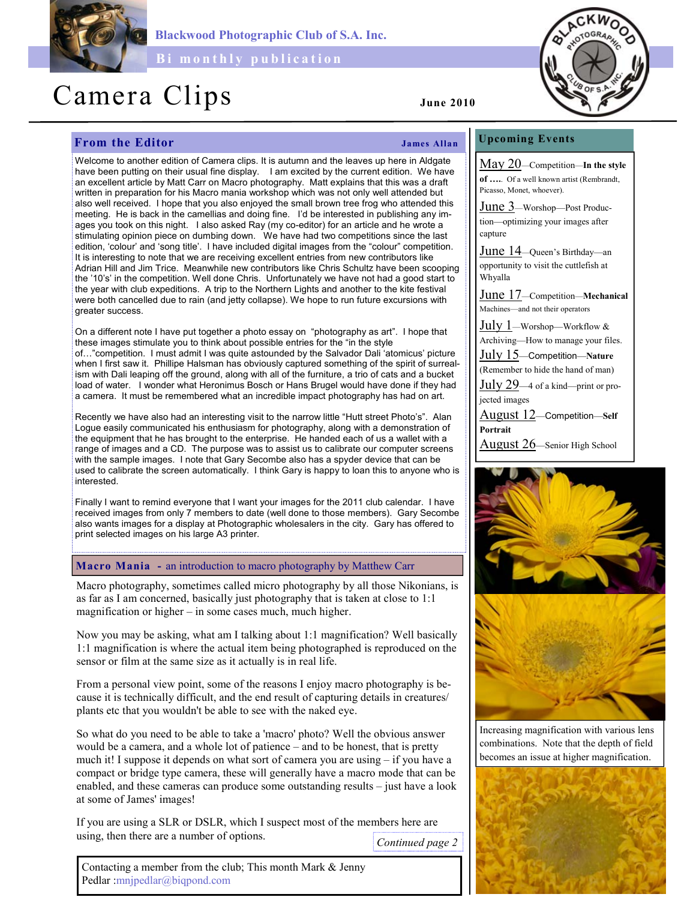Blackwood Photographic Club of S.A. Inc.

Bi monthly publication

# Camera Clips

**June 2010**

## From the Editor

**James Allan**

Welcome to another edition of Camera clips. It is autumn and the leaves up here in Aldgate have been putting on their usual fine display. I am excited by the current edition. We have an excellent article by Matt Carr on Macro photography. Matt explains that this was a draft written in preparation for his Macro mania workshop which was not only well attended but also well received. I hope that you also enjoyed the small brown tree frog who attended this meeting. He is back in the camellias and doing fine. I'd be interested in publishing any images you took on this night. I also asked Ray (my co-editor) for an article and he wrote a stimulating opinion piece on dumbing down. We have had two competitions since the last edition, 'colour' and 'song title'. I have included digital images from the "colour" competition. It is interesting to note that we are receiving excellent entries from new contributors like Adrian Hill and Jim Trice. Meanwhile new contributors like Chris Schultz have been scooping the '10's' in the competition. Well done Chris. Unfortunately we have not had a good start to the year with club expeditions. A trip to the Northern Lights and another to the kite festival were both cancelled due to rain (and jetty collapse). We hope to run future excursions with greater success.

On a different note I have put together a photo essay on "photography as art". I hope that these images stimulate you to think about possible entries for the "in the style of…"competition. I must admit I was quite astounded by the Salvador Dali 'atomicus' picture when I first saw it. Phillipe Halsman has obviously captured something of the spirit of surrealism with Dali leaping off the ground, along with all of the furniture, a trio of cats and a bucket load of water. I wonder what Heronimus Bosch or Hans Brugel would have done if they had a camera. It must be remembered what an incredible impact photography has had on art.

Recently we have also had an interesting visit to the narrow little "Hutt street Photo's". Alan Logue easily communicated his enthusiasm for photography, along with a demonstration of the equipment that he has brought to the enterprise. He handed each of us a wallet with a range of images and a CD. The purpose was to assist us to calibrate our computer screens with the sample images. I note that Gary Secombe also has a spyder device that can be used to calibrate the screen automatically. I think Gary is happy to loan this to anyone who is interested.

Finally I want to remind everyone that I want your images for the 2011 club calendar. I have received images from only 7 members to date (well done to those members). Gary Secombe also wants images for a display at Photographic wholesalers in the city. Gary has offered to print selected images on his large A3 printer.

## Macro Mania - an introduction to macro photography by Matthew Carr

Macro photography, sometimes called micro photography by all those Nikonians, is as far as I am concerned, basically just photography that is taken at close to 1:1 magnification or higher – in some cases much, much higher.

Now you may be asking, what am I talking about 1:1 magnification? Well basically 1:1 magnification is where the actual item being photographed is reproduced on the sensor or film at the same size as it actually is in real life.

From a personal view point, some of the reasons I enjoy macro photography is because it is technically difficult, and the end result of capturing details in creatures/plants etc that you wouldn't be able to see with the naked eye.

So what do you need to be able to take a 'macro' photo? Well the obvious answer would be a camera, and a whole lot of patience – and to be honest, that is pretty much it! I suppose it depends on what sort of camera you are using – if you have a compact or bridge type camera, these will generally have a macro mode that can be enabled, and these cameras can produce some outstanding results – just have a look at some of James' images!

If you are using a SLR or DSLR, which I suspect most of the members here are using, then there are a number of options.

*Continued page 2*

Contacting a member from the club; This month Mark & Jenny Pedlar :mnjpedlar@biqpond.com

## Upcoming Events

- May 20—Competition—**In the style of ….** Of a well known artist (Rembrandt, Picasso, Monet, whoever).
- June 3—Worshop—Post Production—optimizing your images after capture
- June 14—Queen's Birthday—an opportunity to visit the cuttlefish at Whyalla
- June 17—Competition—**Mechanical** Machines—and not their operators
- July 1—Worshop—Workflow & Archiving—How to manage your files.
- July 15—Competition—**Nature** (Remember to hide the hand of man)
- July 29—4 of a kind—print or projected images
- August 12—Competition—**Self Portrait**
- August 26—Senior High School

Increasing magnification with various lens combinations. Note that the depth of field becomes an issue at higher magnification.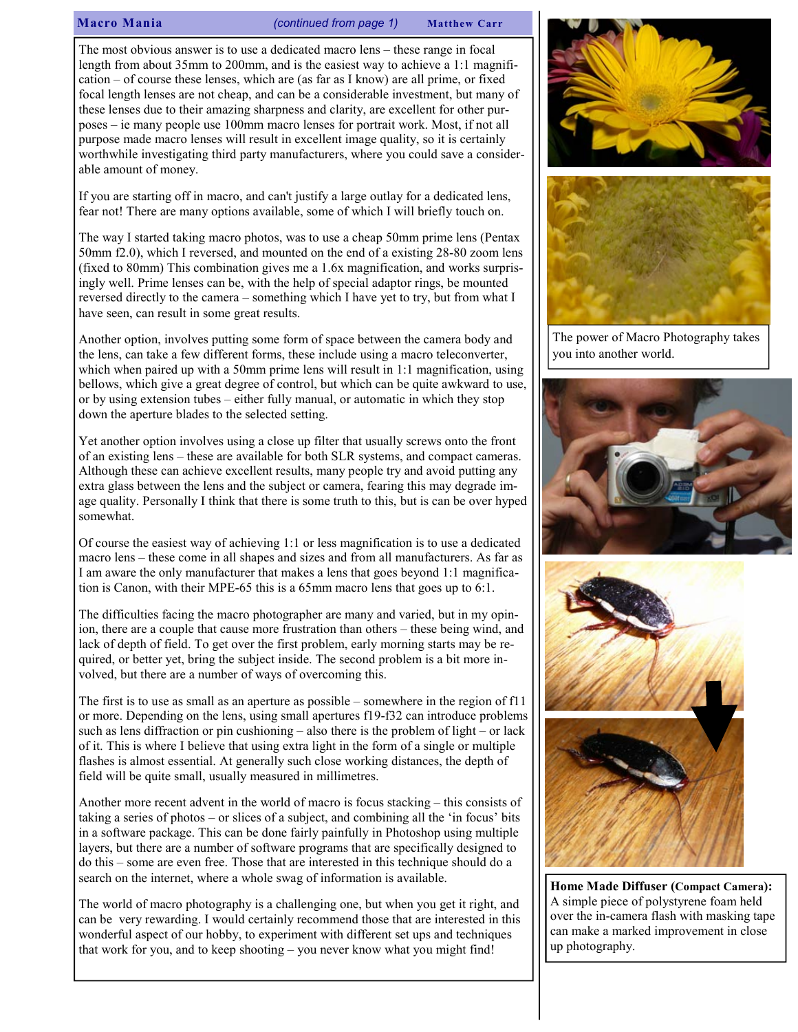**Macro Mania** *(continued from page 1)* **Matthew Carr**

The most obvious answer is to use a dedicated macro lens – these range in focal length from about 35mm to 200mm, and is the easiest way to achieve a 1:1 magnification – of course these lenses, which are (as far as I know) are all prime, or fixed focal length lenses are not cheap, and can be a considerable investment, but many of these lenses due to their amazing sharpness and clarity, are excellent for other purposes – ie many people use 100mm macro lenses for portrait work. Most, if not all purpose made macro lenses will result in excellent image quality, so it is certainly worthwhile investigating third party manufacturers, where you could save a considerable amount of money.

If you are starting off in macro, and can't justify a large outlay for a dedicated lens, fear not! There are many options available, some of which I will briefly touch on.

The way I started taking macro photos, was to use a cheap 50mm prime lens (Pentax 50mm f2.0), which I reversed, and mounted on the end of a existing 28-80 zoom lens (fixed to 80mm) This combination gives me a 1.6x magnification, and works surprisingly well. Prime lenses can be, with the help of special adaptor rings, be mounted reversed directly to the camera – something which I have yet to try, but from what I have seen, can result in some great results.

Another option, involves putting some form of space between the camera body and the lens, can take a few different forms, these include using a macro teleconverter, which when paired up with a 50mm prime lens will result in 1:1 magnification, using bellows, which give a great degree of control, but which can be quite awkward to use, or by using extension tubes – either fully manual, or automatic in which they stop down the aperture blades to the selected setting.

Yet another option involves using a close up filter that usually screws onto the front of an existing lens – these are available for both SLR systems, and compact cameras. Although these can achieve excellent results, many people try and avoid putting any extra glass between the lens and the subject or camera, fearing this may degrade image quality. Personally I think that there is some truth to this, but is can be over hyped somewhat.

Of course the easiest way of achieving 1:1 or less magnification is to use a dedicated macro lens – these come in all shapes and sizes and from all manufacturers. As far as I am aware the only manufacturer that makes a lens that goes beyond 1:1 magnification is Canon, with their MPE-65 this is a 65mm macro lens that goes up to 6:1.

The difficulties facing the macro photographer are many and varied, but in my opinion, there are a couple that cause more frustration than others – these being wind, and lack of depth of field. To get over the first problem, early morning starts may be required, or better yet, bring the subject inside. The second problem is a bit more involved, but there are a number of ways of overcoming this.

The first is to use as small as an aperture as possible – somewhere in the region of f11 or more. Depending on the lens, using small apertures f19-f32 can introduce problems such as lens diffraction or pin cushioning – also there is the problem of light – or lack of it. This is where I believe that using extra light in the form of a single or multiple flashes is almost essential. At generally such close working distances, the depth of field will be quite small, usually measured in millimetres.

Another more recent advent in the world of macro is focus stacking – this consists of taking a series of photos – or slices of a subject, and combining all the 'in focus' bits in a software package. This can be done fairly painfully in Photoshop using multiple layers, but there are a number of software programs that are specifically designed to do this – some are even free. Those that are interested in this technique should do a search on the internet, where a whole swag of information is available.

The world of macro photography is a challenging one, but when you get it right, and can be very rewarding. I would certainly recommend those that are interested in this wonderful aspect of our hobby, to experiment with different set ups and techniques that work for you, and to keep shooting – you never know what you might find!

The power of Macro Photography takes you into another world.

**Home Made Diffuser (Compact Camera):** A simple piece of polystyrene foam held over the in-camera flash with masking tape can make a marked improvement in close up photography.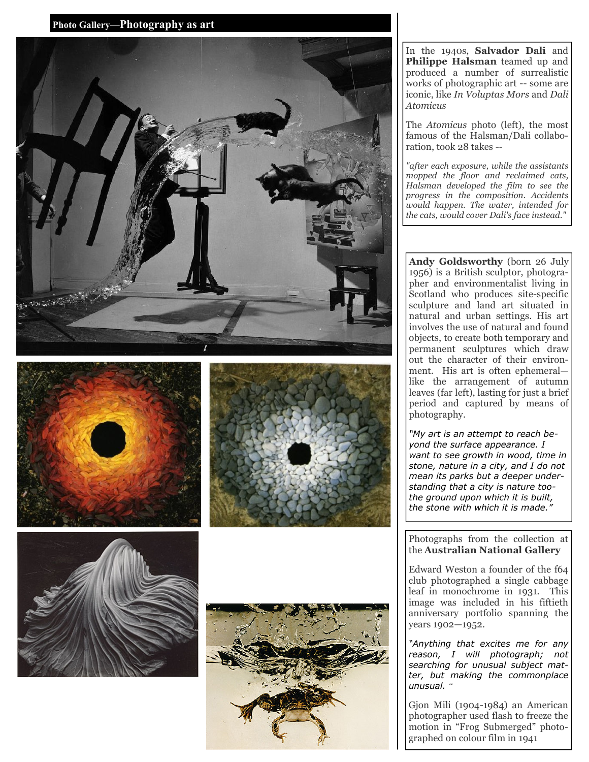## Photo Gallery—Photography as art

In the 1940s, **Salvador Dali** and **Philippe Halsman** teamed up and produced a number of surrealistic works of photographic art -- some are iconic, like *In Voluptas Mors* and *Dali Atomicus*

The *Atomicus* photo (left), the most famous of the Halsman/Dali collaboration, took 28 takes --

*"after each exposure, while the assistants mopped the floor and reclaimed cats, Halsman developed the film to see the progress in the composition. Accidents would happen. The water, intended for the cats, would cover Dali's face instead."*

**Andy Goldsworthy** (born 26 July 1956) is a British sculptor, photographer and environmentalist living in Scotland who produces site-specific sculpture and land art situated in natural and urban settings. His art involves the use of natural and found objects, to create both temporary and permanent sculptures which draw out the character of their environment. His art is often ephemeral—like the arrangement of autumn leaves (far left), lasting for just a brief period and captured by means of photography.

*"My art is an attempt to reach beyond the surface appearance. I want to see growth in wood, time in stone, nature in a city, and I do not mean its parks but a deeper understanding that a city is nature too-the ground upon which it is built, the stone with which it is made."*

Photographs from the collection at the **Australian National Gallery**

Edward Weston a founder of the f64 club photographed a single cabbage leaf in monochrome in 1931. This image was included in his fiftieth anniversary portfolio spanning the years 1902—1952.

*"Anything that excites me for any reason, I will photograph; not searching for unusual subject matter, but making the commonplace unusual. "*

Gjon Mili (1904-1984) an American photographer used flash to freeze the motion in "Frog Submerged" photographed on colour film in 1941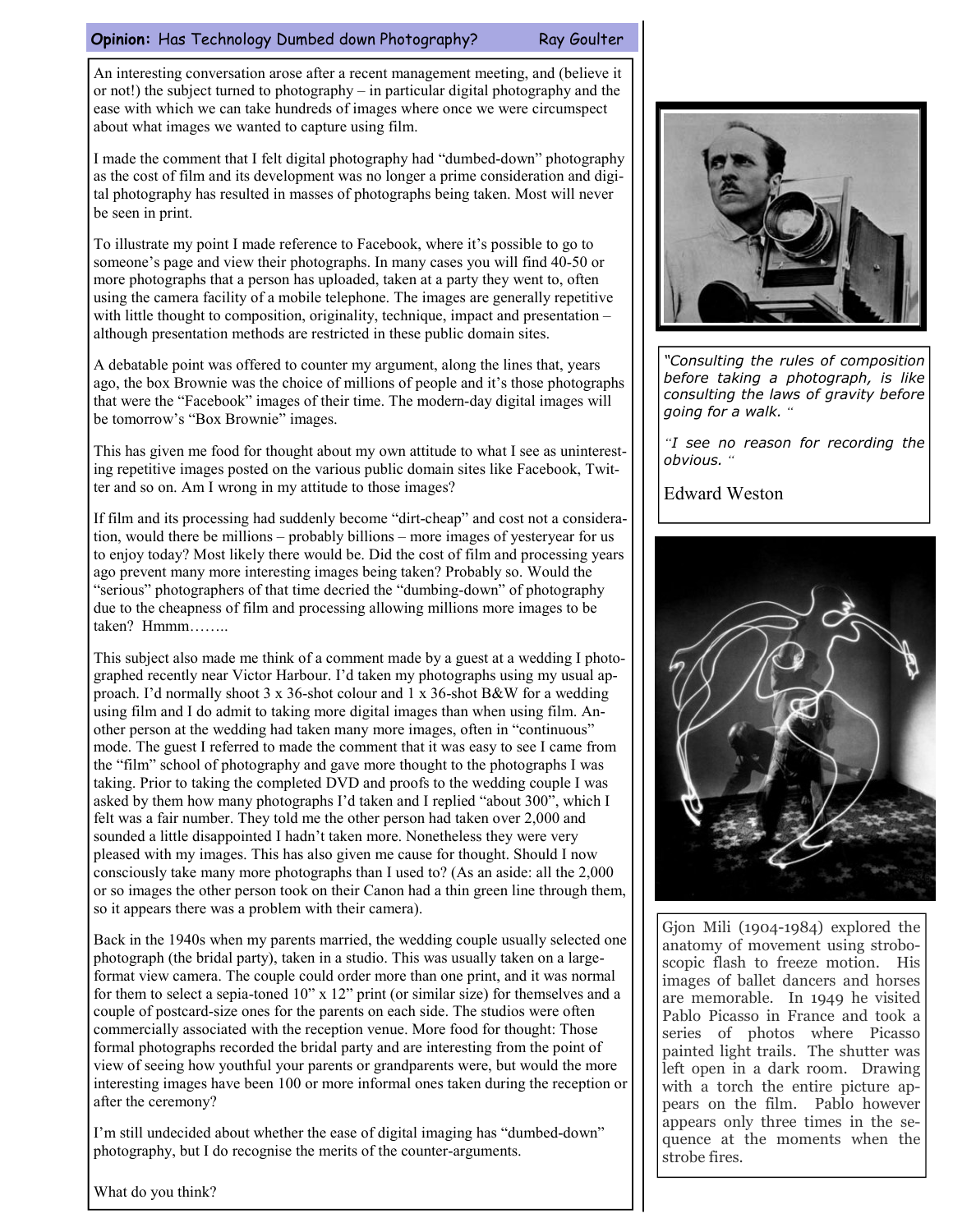## **Opinion:** Has Technology Dumbed down Photography? — Ray Goulter

An interesting conversation arose after a recent management meeting, and (believe it or not!) the subject turned to photography – in particular digital photography and the ease with which we can take hundreds of images where once we were circumspect about what images we wanted to capture using film.

I made the comment that I felt digital photography had "dumbed-down" photography as the cost of film and its development was no longer a prime consideration and digital photography has resulted in masses of photographs being taken. Most will never be seen in print.

To illustrate my point I made reference to Facebook, where it's possible to go to someone's page and view their photographs. In many cases you will find 40-50 or more photographs that a person has uploaded, taken at a party they went to, often using the camera facility of a mobile telephone. The images are generally repetitive with little thought to composition, originality, technique, impact and presentation – although presentation methods are restricted in these public domain sites.

A debatable point was offered to counter my argument, along the lines that, years ago, the box Brownie was the choice of millions of people and it's those photographs that were the "Facebook" images of their time. The modern-day digital images will be tomorrow's "Box Brownie" images.

This has given me food for thought about my own attitude to what I see as uninteresting repetitive images posted on the various public domain sites like Facebook, Twitter and so on. Am I wrong in my attitude to those images?

If film and its processing had suddenly become "dirt-cheap" and cost not a consideration, would there be millions – probably billions – more images of yesteryear for us to enjoy today? Most likely there would be. Did the cost of film and processing years ago prevent many more interesting images being taken? Probably so. Would the "serious" photographers of that time decried the "dumbing-down" of photography due to the cheapness of film and processing allowing millions more images to be taken? Hmmm……..

This subject also made me think of a comment made by a guest at a wedding I photographed recently near Victor Harbour. I'd taken my photographs using my usual approach. I'd normally shoot 3 x 36-shot colour and 1 x 36-shot B&W for a wedding using film and I do admit to taking more digital images than when using film. Another person at the wedding had taken many more images, often in "continuous" mode. The guest I referred to made the comment that it was easy to see I came from the "film" school of photography and gave more thought to the photographs I was taking. Prior to taking the completed DVD and proofs to the wedding couple I was asked by them how many photographs I'd taken and I replied "about 300", which I felt was a fair number. They told me the other person had taken over 2,000 and sounded a little disappointed I hadn't taken more. Nonetheless they were very pleased with my images. This has also given me cause for thought. Should I now consciously take many more photographs than I used to? (As an aside: all the 2,000 or so images the other person took on their Canon had a thin green line through them, so it appears there was a problem with their camera).

Back in the 1940s when my parents married, the wedding couple usually selected one photograph (the bridal party), taken in a studio. This was usually taken on a large-format view camera. The couple could order more than one print, and it was normal for them to select a sepia-toned 10" x 12" print (or similar size) for themselves and a couple of postcard-size ones for the parents on each side. The studios were often commercially associated with the reception venue. More food for thought: Those formal photographs recorded the bridal party and are interesting from the point of view of seeing how youthful your parents or grandparents were, but would the more interesting images have been 100 or more informal ones taken during the reception or after the ceremony?

I'm still undecided about whether the ease of digital imaging has "dumbed-down" photography, but I do recognise the merits of the counter-arguments.

What do you think?

---

*"Consulting the rules of composition before taking a photograph, is like consulting the laws of gravity before going for a walk."*

*"I see no reason for recording the obvious."*

Edward Weston

---

Gjon Mili (1904-1984) explored the anatomy of movement using stroboscopic flash to freeze motion. His images of ballet dancers and horses are memorable. In 1949 he visited Pablo Picasso in France and took a series of photos where Picasso painted light trails. The shutter was left open in a dark room. Drawing with a torch the entire picture appears on the film. Pablo however appears only three times in the sequence at the moments when the strobe fires.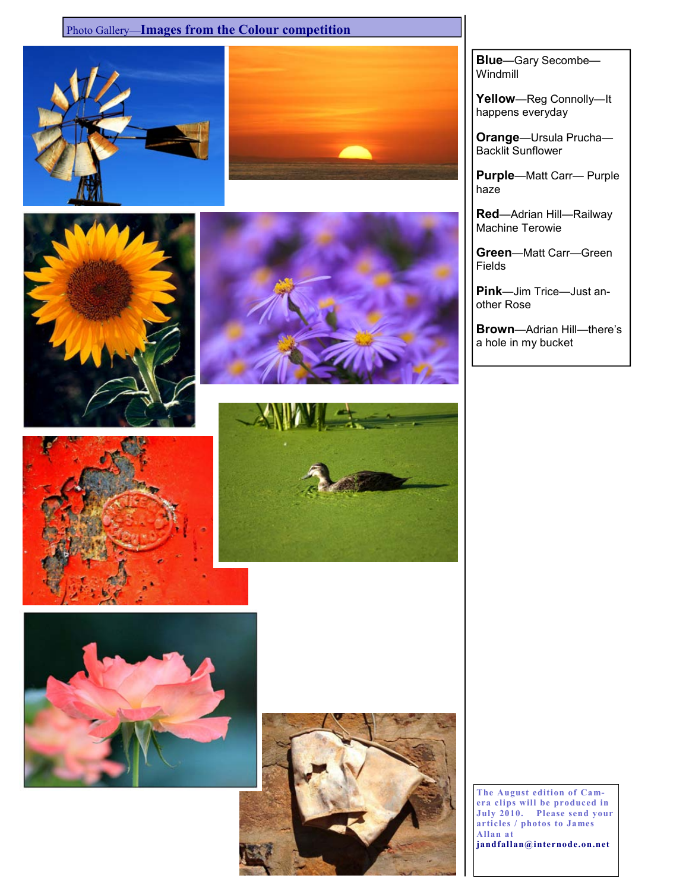## Photo Gallery—Images from the Colour competition

**Blue**—Gary Secombe—Windmill

**Yellow**—Reg Connolly—It happens everyday

**Orange**—Ursula Prucha—Backlit Sunflower

**Purple**—Matt Carr— Purple haze

**Red**—Adrian Hill—Railway Machine Terowie

**Green**—Matt Carr—Green Fields

**Pink**—Jim Trice—Just another Rose

**Brown**—Adrian Hill—there's a hole in my bucket

The August edition of Camera clips will be produced in July 2010. Please send your articles / photos to James Allan at **jandfallan@internode.on.net**